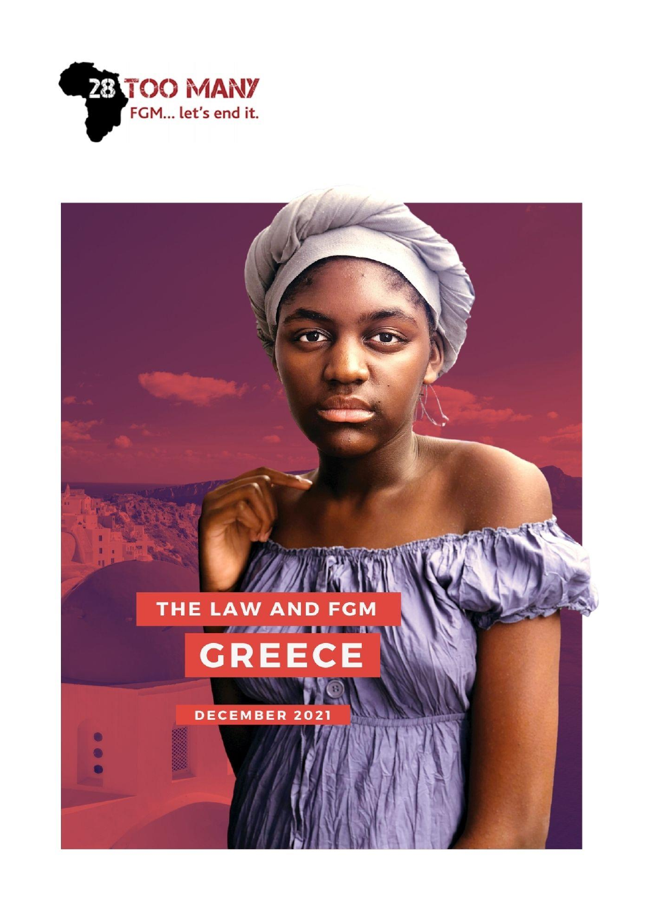28 TOO MANY

FGM... let's end it.

# THE LAW AND FGM

# GREECE

DECEMBER 2021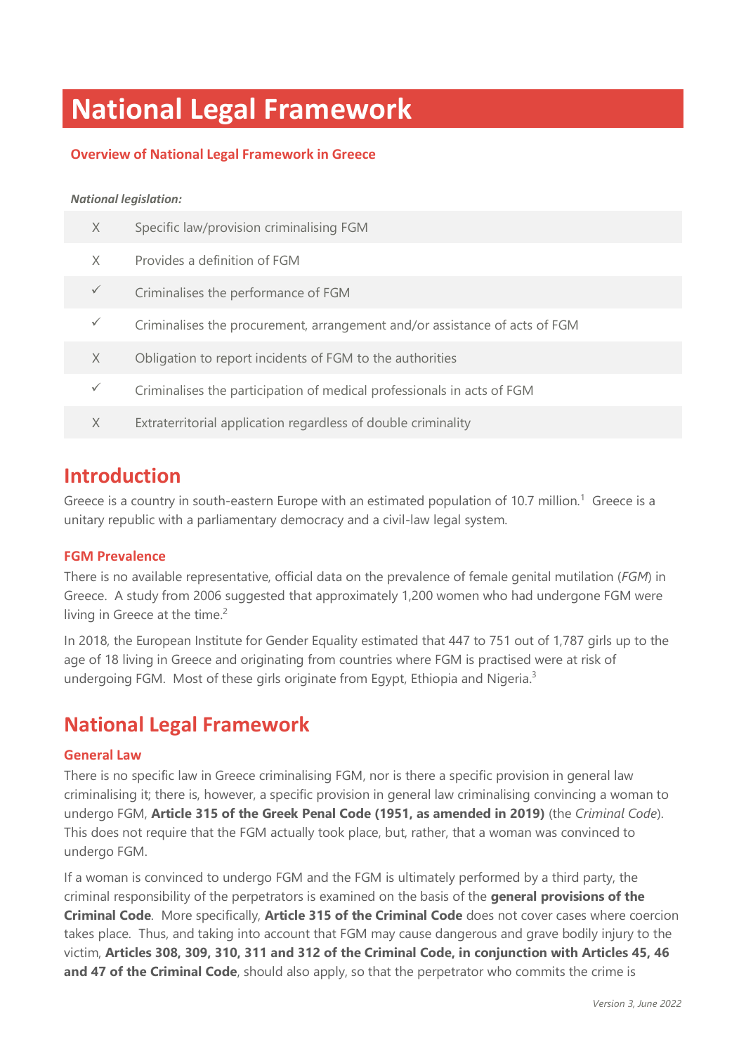# National Legal Framework

## Overview of National Legal Framework in Greece

***National legislation:***

| | |
|---|---|
| X | Specific law/provision criminalising FGM |
| X | Provides a definition of FGM |
| ✓ | Criminalises the performance of FGM |
| ✓ | Criminalises the procurement, arrangement and/or assistance of acts of FGM |
| X | Obligation to report incidents of FGM to the authorities |
| ✓ | Criminalises the participation of medical professionals in acts of FGM |
| X | Extraterritorial application regardless of double criminality |

## Introduction

Greece is a country in south-eastern Europe with an estimated population of 10.7 million.[1] Greece is a unitary republic with a parliamentary democracy and a civil-law legal system.

### FGM Prevalence

There is no available representative, official data on the prevalence of female genital mutilation (*FGM*) in Greece. A study from 2006 suggested that approximately 1,200 women who had undergone FGM were living in Greece at the time.[2]

In 2018, the European Institute for Gender Equality estimated that 447 to 751 out of 1,787 girls up to the age of 18 living in Greece and originating from countries where FGM is practised were at risk of undergoing FGM. Most of these girls originate from Egypt, Ethiopia and Nigeria.[3]

## National Legal Framework

### General Law

There is no specific law in Greece criminalising FGM, nor is there a specific provision in general law criminalising it; there is, however, a specific provision in general law criminalising convincing a woman to undergo FGM, **Article 315 of the Greek Penal Code (1951, as amended in 2019)** (the *Criminal Code*). This does not require that the FGM actually took place, but, rather, that a woman was convinced to undergo FGM.

If a woman is convinced to undergo FGM and the FGM is ultimately performed by a third party, the criminal responsibility of the perpetrators is examined on the basis of the **general provisions of the Criminal Code**. More specifically, **Article 315 of the Criminal Code** does not cover cases where coercion takes place. Thus, and taking into account that FGM may cause dangerous and grave bodily injury to the victim, **Articles 308, 309, 310, 311 and 312 of the Criminal Code, in conjunction with Articles 45, 46 and 47 of the Criminal Code**, should also apply, so that the perpetrator who commits the crime is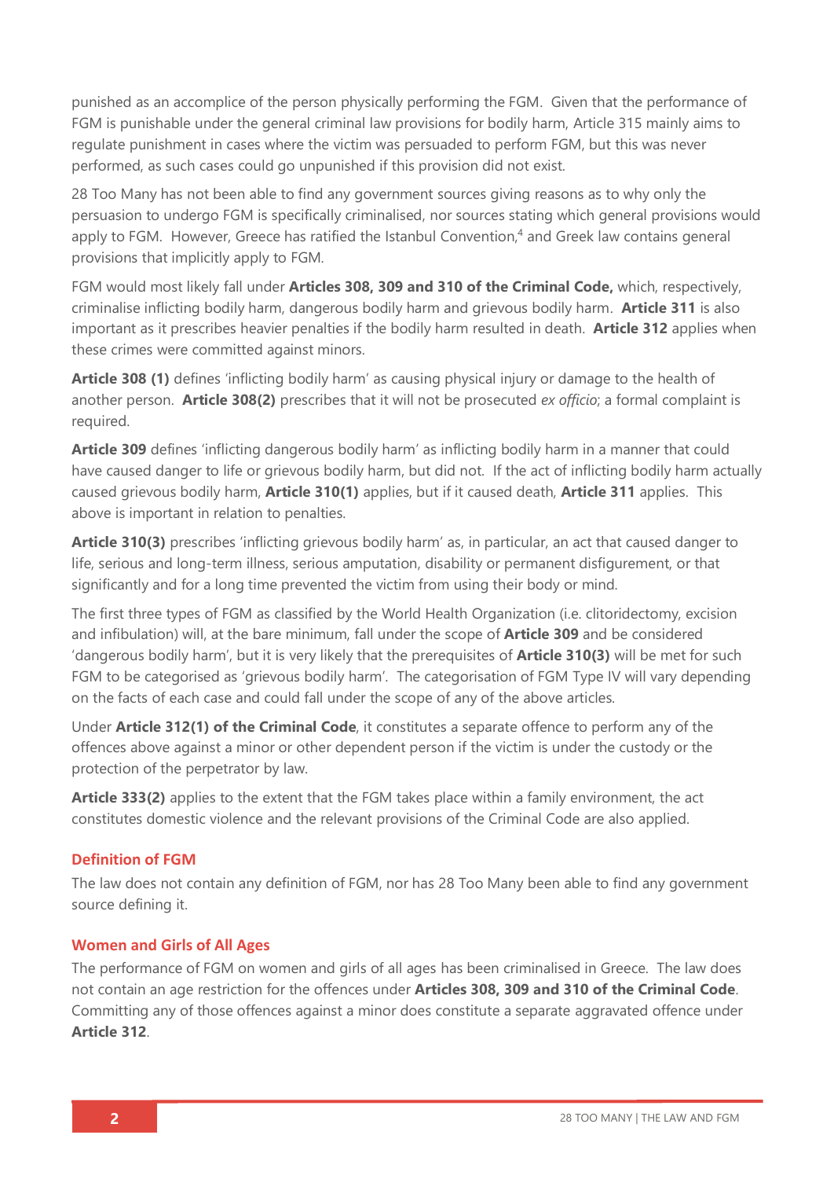punished as an accomplice of the person physically performing the FGM. Given that the performance of FGM is punishable under the general criminal law provisions for bodily harm, Article 315 mainly aims to regulate punishment in cases where the victim was persuaded to perform FGM, but this was never performed, as such cases could go unpunished if this provision did not exist.

28 Too Many has not been able to find any government sources giving reasons as to why only the persuasion to undergo FGM is specifically criminalised, nor sources stating which general provisions would apply to FGM. However, Greece has ratified the Istanbul Convention,[4] and Greek law contains general provisions that implicitly apply to FGM.

FGM would most likely fall under **Articles 308, 309 and 310 of the Criminal Code,** which, respectively, criminalise inflicting bodily harm, dangerous bodily harm and grievous bodily harm. **Article 311** is also important as it prescribes heavier penalties if the bodily harm resulted in death. **Article 312** applies when these crimes were committed against minors.

**Article 308 (1)** defines 'inflicting bodily harm' as causing physical injury or damage to the health of another person. **Article 308(2)** prescribes that it will not be prosecuted *ex officio*; a formal complaint is required.

**Article 309** defines 'inflicting dangerous bodily harm' as inflicting bodily harm in a manner that could have caused danger to life or grievous bodily harm, but did not. If the act of inflicting bodily harm actually caused grievous bodily harm, **Article 310(1)** applies, but if it caused death, **Article 311** applies. This above is important in relation to penalties.

**Article 310(3)** prescribes 'inflicting grievous bodily harm' as, in particular, an act that caused danger to life, serious and long-term illness, serious amputation, disability or permanent disfigurement, or that significantly and for a long time prevented the victim from using their body or mind.

The first three types of FGM as classified by the World Health Organization (i.e. clitoridectomy, excision and infibulation) will, at the bare minimum, fall under the scope of **Article 309** and be considered 'dangerous bodily harm', but it is very likely that the prerequisites of **Article 310(3)** will be met for such FGM to be categorised as 'grievous bodily harm'. The categorisation of FGM Type IV will vary depending on the facts of each case and could fall under the scope of any of the above articles.

Under **Article 312(1) of the Criminal Code**, it constitutes a separate offence to perform any of the offences above against a minor or other dependent person if the victim is under the custody or the protection of the perpetrator by law.

**Article 333(2)** applies to the extent that the FGM takes place within a family environment, the act constitutes domestic violence and the relevant provisions of the Criminal Code are also applied.

## Definition of FGM

The law does not contain any definition of FGM, nor has 28 Too Many been able to find any government source defining it.

## Women and Girls of All Ages

The performance of FGM on women and girls of all ages has been criminalised in Greece. The law does not contain an age restriction for the offences under **Articles 308, 309 and 310 of the Criminal Code**. Committing any of those offences against a minor does constitute a separate aggravated offence under **Article 312**.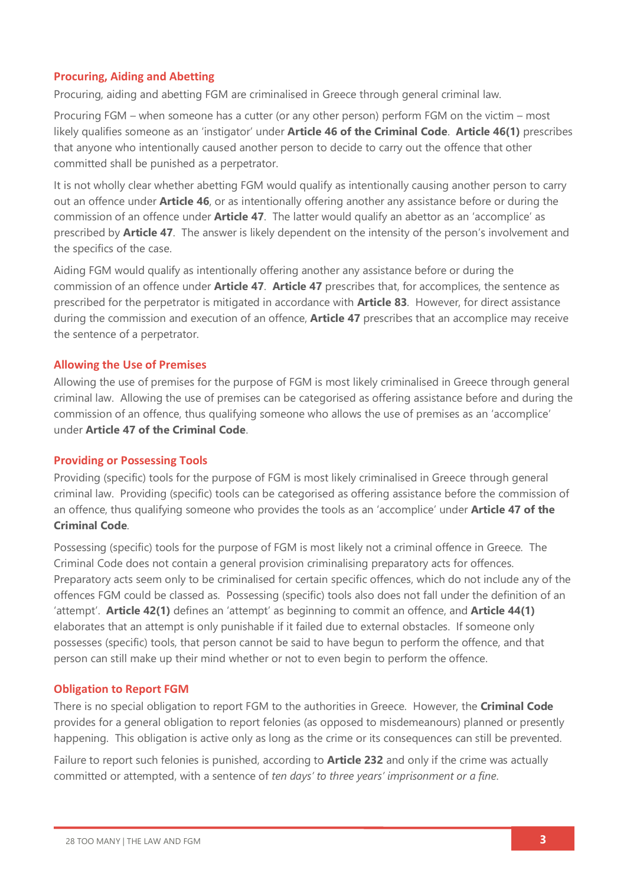### Procuring, Aiding and Abetting

Procuring, aiding and abetting FGM are criminalised in Greece through general criminal law.

Procuring FGM – when someone has a cutter (or any other person) perform FGM on the victim – most likely qualifies someone as an 'instigator' under **Article 46 of the Criminal Code**. **Article 46(1)** prescribes that anyone who intentionally caused another person to decide to carry out the offence that other committed shall be punished as a perpetrator.

It is not wholly clear whether abetting FGM would qualify as intentionally causing another person to carry out an offence under **Article 46**, or as intentionally offering another any assistance before or during the commission of an offence under **Article 47**. The latter would qualify an abettor as an 'accomplice' as prescribed by **Article 47**. The answer is likely dependent on the intensity of the person's involvement and the specifics of the case.

Aiding FGM would qualify as intentionally offering another any assistance before or during the commission of an offence under **Article 47**. **Article 47** prescribes that, for accomplices, the sentence as prescribed for the perpetrator is mitigated in accordance with **Article 83**. However, for direct assistance during the commission and execution of an offence, **Article 47** prescribes that an accomplice may receive the sentence of a perpetrator.

### Allowing the Use of Premises

Allowing the use of premises for the purpose of FGM is most likely criminalised in Greece through general criminal law. Allowing the use of premises can be categorised as offering assistance before and during the commission of an offence, thus qualifying someone who allows the use of premises as an 'accomplice' under **Article 47 of the Criminal Code**.

### Providing or Possessing Tools

Providing (specific) tools for the purpose of FGM is most likely criminalised in Greece through general criminal law. Providing (specific) tools can be categorised as offering assistance before the commission of an offence, thus qualifying someone who provides the tools as an 'accomplice' under **Article 47 of the Criminal Code**.

Possessing (specific) tools for the purpose of FGM is most likely not a criminal offence in Greece. The Criminal Code does not contain a general provision criminalising preparatory acts for offences. Preparatory acts seem only to be criminalised for certain specific offences, which do not include any of the offences FGM could be classed as. Possessing (specific) tools also does not fall under the definition of an 'attempt'. **Article 42(1)** defines an 'attempt' as beginning to commit an offence, and **Article 44(1)** elaborates that an attempt is only punishable if it failed due to external obstacles. If someone only possesses (specific) tools, that person cannot be said to have begun to perform the offence, and that person can still make up their mind whether or not to even begin to perform the offence.

### Obligation to Report FGM

There is no special obligation to report FGM to the authorities in Greece. However, the **Criminal Code** provides for a general obligation to report felonies (as opposed to misdemeanours) planned or presently happening. This obligation is active only as long as the crime or its consequences can still be prevented.

Failure to report such felonies is punished, according to **Article 232** and only if the crime was actually committed or attempted, with a sentence of *ten days' to three years' imprisonment or a fine*.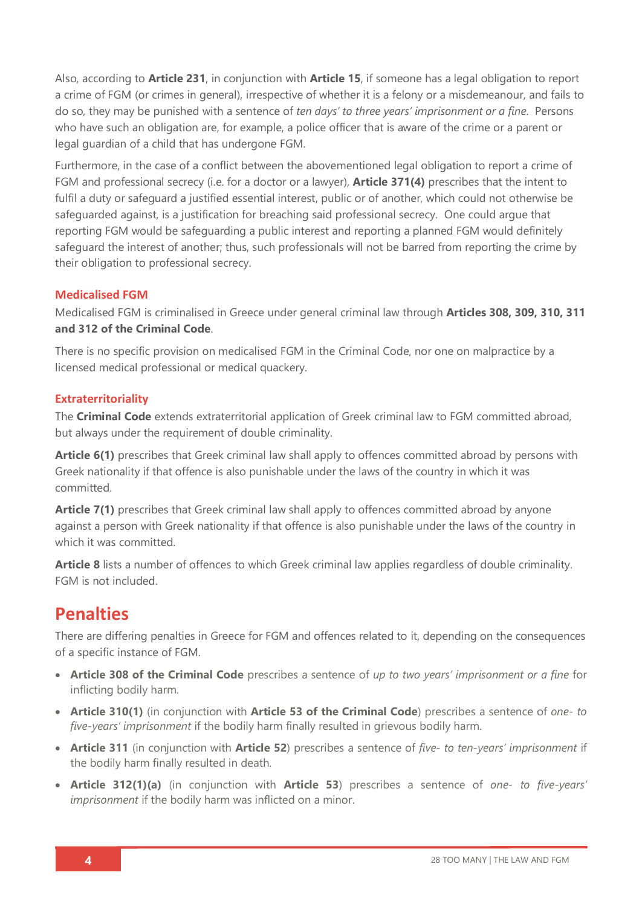Also, according to **Article 231**, in conjunction with **Article 15**, if someone has a legal obligation to report a crime of FGM (or crimes in general), irrespective of whether it is a felony or a misdemeanour, and fails to do so, they may be punished with a sentence of *ten days' to three years' imprisonment or a fine*. Persons who have such an obligation are, for example, a police officer that is aware of the crime or a parent or legal guardian of a child that has undergone FGM.

Furthermore, in the case of a conflict between the abovementioned legal obligation to report a crime of FGM and professional secrecy (i.e. for a doctor or a lawyer), **Article 371(4)** prescribes that the intent to fulfil a duty or safeguard a justified essential interest, public or of another, which could not otherwise be safeguarded against, is a justification for breaching said professional secrecy. One could argue that reporting FGM would be safeguarding a public interest and reporting a planned FGM would definitely safeguard the interest of another; thus, such professionals will not be barred from reporting the crime by their obligation to professional secrecy.

### Medicalised FGM

Medicalised FGM is criminalised in Greece under general criminal law through **Articles 308, 309, 310, 311 and 312 of the Criminal Code**.

There is no specific provision on medicalised FGM in the Criminal Code, nor one on malpractice by a licensed medical professional or medical quackery.

### Extraterritoriality

The **Criminal Code** extends extraterritorial application of Greek criminal law to FGM committed abroad, but always under the requirement of double criminality.

**Article 6(1)** prescribes that Greek criminal law shall apply to offences committed abroad by persons with Greek nationality if that offence is also punishable under the laws of the country in which it was committed.

**Article 7(1)** prescribes that Greek criminal law shall apply to offences committed abroad by anyone against a person with Greek nationality if that offence is also punishable under the laws of the country in which it was committed.

**Article 8** lists a number of offences to which Greek criminal law applies regardless of double criminality. FGM is not included.

## Penalties

There are differing penalties in Greece for FGM and offences related to it, depending on the consequences of a specific instance of FGM.

- **Article 308 of the Criminal Code** prescribes a sentence of *up to two years' imprisonment or a fine* for inflicting bodily harm.
- **Article 310(1)** (in conjunction with **Article 53 of the Criminal Code**) prescribes a sentence of *one- to five-years' imprisonment* if the bodily harm finally resulted in grievous bodily harm.
- **Article 311** (in conjunction with **Article 52**) prescribes a sentence of *five- to ten-years' imprisonment* if the bodily harm finally resulted in death.
- **Article 312(1)(a)** (in conjunction with **Article 53**) prescribes a sentence of *one- to five-years' imprisonment* if the bodily harm was inflicted on a minor.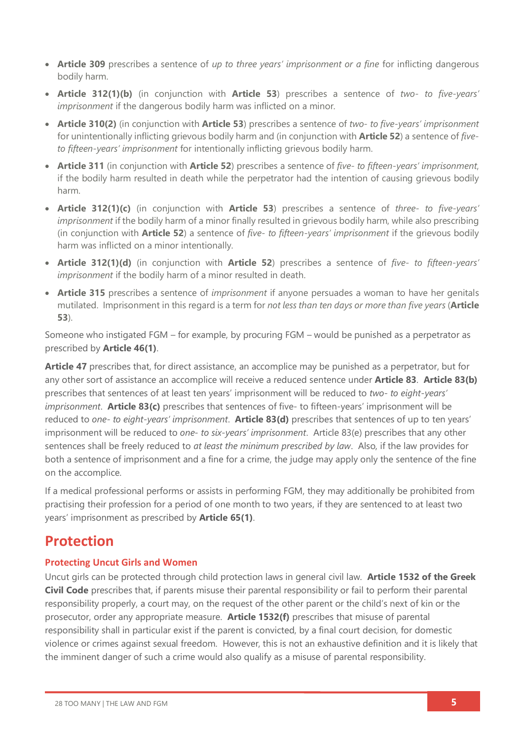- **Article 309** prescribes a sentence of *up to three years' imprisonment or a fine* for inflicting dangerous bodily harm.
- **Article 312(1)(b)** (in conjunction with **Article 53**) prescribes a sentence of *two- to five-years' imprisonment* if the dangerous bodily harm was inflicted on a minor.
- **Article 310(2)** (in conjunction with **Article 53**) prescribes a sentence of *two- to five-years' imprisonment* for unintentionally inflicting grievous bodily harm and (in conjunction with **Article 52**) a sentence of *five- to fifteen-years' imprisonment* for intentionally inflicting grievous bodily harm.
- **Article 311** (in conjunction with **Article 52**) prescribes a sentence of *five- to fifteen-years' imprisonment*, if the bodily harm resulted in death while the perpetrator had the intention of causing grievous bodily harm.
- **Article 312(1)(c)** (in conjunction with **Article 53**) prescribes a sentence of *three- to five-years' imprisonment* if the bodily harm of a minor finally resulted in grievous bodily harm, while also prescribing (in conjunction with **Article 52**) a sentence of *five- to fifteen-years' imprisonment* if the grievous bodily harm was inflicted on a minor intentionally.
- **Article 312(1)(d)** (in conjunction with **Article 52**) prescribes a sentence of *five- to fifteen-years' imprisonment* if the bodily harm of a minor resulted in death.
- **Article 315** prescribes a sentence of *imprisonment* if anyone persuades a woman to have her genitals mutilated. Imprisonment in this regard is a term for *not less than ten days or more than five years* (**Article 53**).

Someone who instigated FGM – for example, by procuring FGM – would be punished as a perpetrator as prescribed by **Article 46(1)**.

**Article 47** prescribes that, for direct assistance, an accomplice may be punished as a perpetrator, but for any other sort of assistance an accomplice will receive a reduced sentence under **Article 83**. **Article 83(b)** prescribes that sentences of at least ten years' imprisonment will be reduced to *two- to eight-years' imprisonment*. **Article 83(c)** prescribes that sentences of five- to fifteen-years' imprisonment will be reduced to *one- to eight-years' imprisonment*. **Article 83(d)** prescribes that sentences of up to ten years' imprisonment will be reduced to *one- to six-years' imprisonment*. Article 83(e) prescribes that any other sentences shall be freely reduced to *at least the minimum prescribed by law*. Also, if the law provides for both a sentence of imprisonment and a fine for a crime, the judge may apply only the sentence of the fine on the accomplice.

If a medical professional performs or assists in performing FGM, they may additionally be prohibited from practising their profession for a period of one month to two years, if they are sentenced to at least two years' imprisonment as prescribed by **Article 65(1)**.

## Protection

### Protecting Uncut Girls and Women

Uncut girls can be protected through child protection laws in general civil law. **Article 1532 of the Greek Civil Code** prescribes that, if parents misuse their parental responsibility or fail to perform their parental responsibility properly, a court may, on the request of the other parent or the child's next of kin or the prosecutor, order any appropriate measure. **Article 1532(f)** prescribes that misuse of parental responsibility shall in particular exist if the parent is convicted, by a final court decision, for domestic violence or crimes against sexual freedom. However, this is not an exhaustive definition and it is likely that the imminent danger of such a crime would also qualify as a misuse of parental responsibility.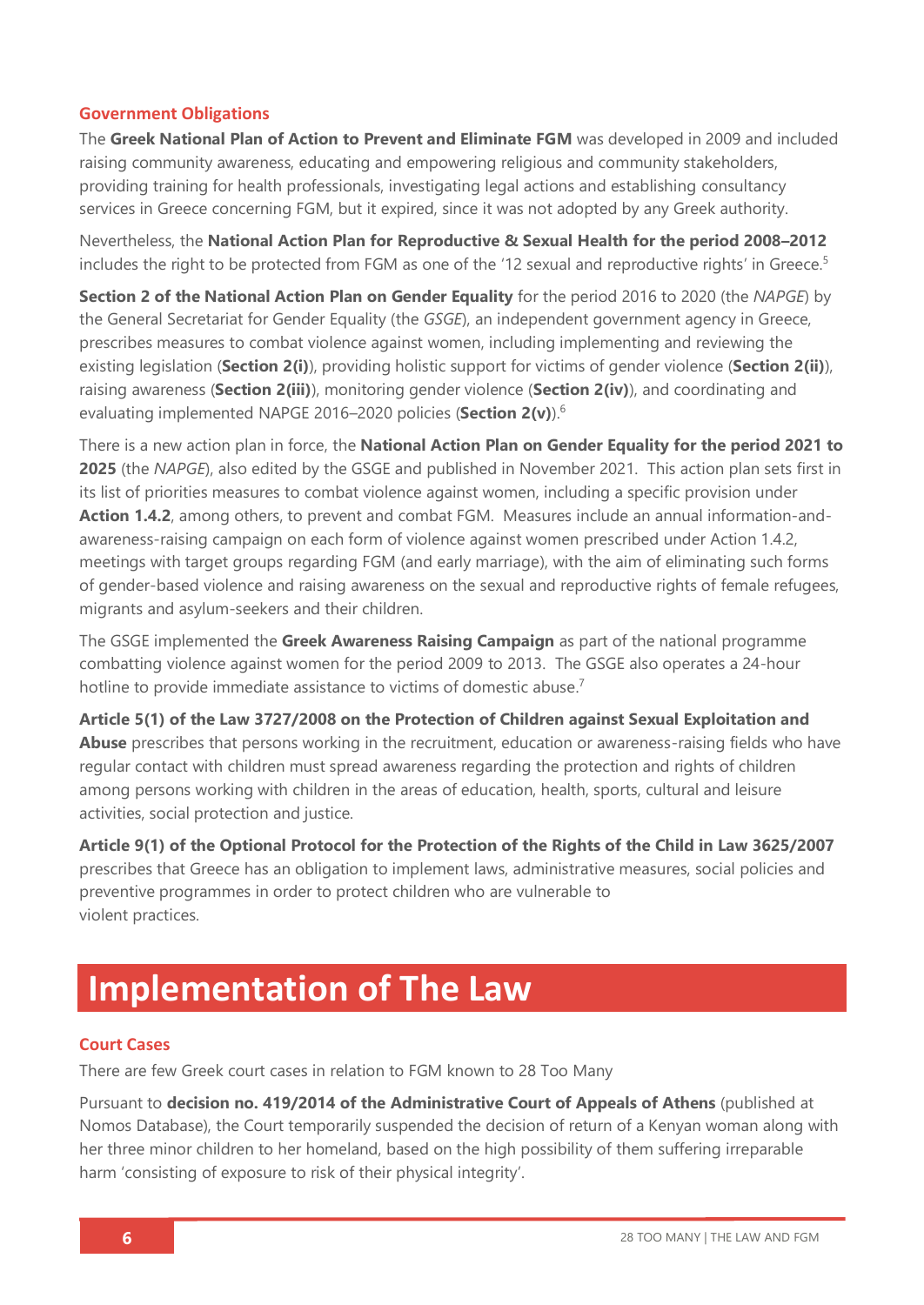### Government Obligations

The **Greek National Plan of Action to Prevent and Eliminate FGM** was developed in 2009 and included raising community awareness, educating and empowering religious and community stakeholders, providing training for health professionals, investigating legal actions and establishing consultancy services in Greece concerning FGM, but it expired, since it was not adopted by any Greek authority.

Nevertheless, the **National Action Plan for Reproductive & Sexual Health for the period 2008–2012** includes the right to be protected from FGM as one of the '12 sexual and reproductive rights' in Greece.[5]

**Section 2 of the National Action Plan on Gender Equality** for the period 2016 to 2020 (the *NAPGE*) by the General Secretariat for Gender Equality (the *GSGE*), an independent government agency in Greece, prescribes measures to combat violence against women, including implementing and reviewing the existing legislation (**Section 2(i)**), providing holistic support for victims of gender violence (**Section 2(ii)**), raising awareness (**Section 2(iii)**), monitoring gender violence (**Section 2(iv)**), and coordinating and evaluating implemented NAPGE 2016–2020 policies (**Section 2(v)**).[6]

There is a new action plan in force, the **National Action Plan on Gender Equality for the period 2021 to 2025** (the *NAPGE*), also edited by the GSGE and published in November 2021. This action plan sets first in its list of priorities measures to combat violence against women, including a specific provision under **Action 1.4.2**, among others, to prevent and combat FGM. Measures include an annual information-and-awareness-raising campaign on each form of violence against women prescribed under Action 1.4.2, meetings with target groups regarding FGM (and early marriage), with the aim of eliminating such forms of gender-based violence and raising awareness on the sexual and reproductive rights of female refugees, migrants and asylum-seekers and their children.

The GSGE implemented the **Greek Awareness Raising Campaign** as part of the national programme combatting violence against women for the period 2009 to 2013. The GSGE also operates a 24-hour hotline to provide immediate assistance to victims of domestic abuse.[7]

**Article 5(1) of the Law 3727/2008 on the Protection of Children against Sexual Exploitation and Abuse** prescribes that persons working in the recruitment, education or awareness-raising fields who have regular contact with children must spread awareness regarding the protection and rights of children among persons working with children in the areas of education, health, sports, cultural and leisure activities, social protection and justice.

**Article 9(1) of the Optional Protocol for the Protection of the Rights of the Child in Law 3625/2007** prescribes that Greece has an obligation to implement laws, administrative measures, social policies and preventive programmes in order to protect children who are vulnerable to violent practices.

# Implementation of The Law

### Court Cases

There are few Greek court cases in relation to FGM known to 28 Too Many

Pursuant to **decision no. 419/2014 of the Administrative Court of Appeals of Athens** (published at Nomos Database), the Court temporarily suspended the decision of return of a Kenyan woman along with her three minor children to her homeland, based on the high possibility of them suffering irreparable harm 'consisting of exposure to risk of their physical integrity'.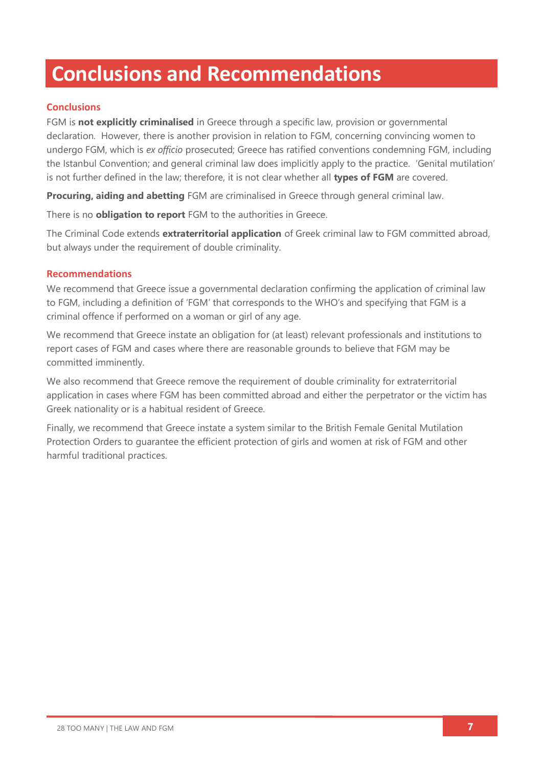# Conclusions and Recommendations

## Conclusions

FGM is **not explicitly criminalised** in Greece through a specific law, provision or governmental declaration. However, there is another provision in relation to FGM, concerning convincing women to undergo FGM, which is *ex officio* prosecuted; Greece has ratified conventions condemning FGM, including the Istanbul Convention; and general criminal law does implicitly apply to the practice. 'Genital mutilation' is not further defined in the law; therefore, it is not clear whether all **types of FGM** are covered.

**Procuring, aiding and abetting** FGM are criminalised in Greece through general criminal law.

There is no **obligation to report** FGM to the authorities in Greece.

The Criminal Code extends **extraterritorial application** of Greek criminal law to FGM committed abroad, but always under the requirement of double criminality.

## Recommendations

We recommend that Greece issue a governmental declaration confirming the application of criminal law to FGM, including a definition of 'FGM' that corresponds to the WHO's and specifying that FGM is a criminal offence if performed on a woman or girl of any age.

We recommend that Greece instate an obligation for (at least) relevant professionals and institutions to report cases of FGM and cases where there are reasonable grounds to believe that FGM may be committed imminently.

We also recommend that Greece remove the requirement of double criminality for extraterritorial application in cases where FGM has been committed abroad and either the perpetrator or the victim has Greek nationality or is a habitual resident of Greece.

Finally, we recommend that Greece instate a system similar to the British Female Genital Mutilation Protection Orders to guarantee the efficient protection of girls and women at risk of FGM and other harmful traditional practices.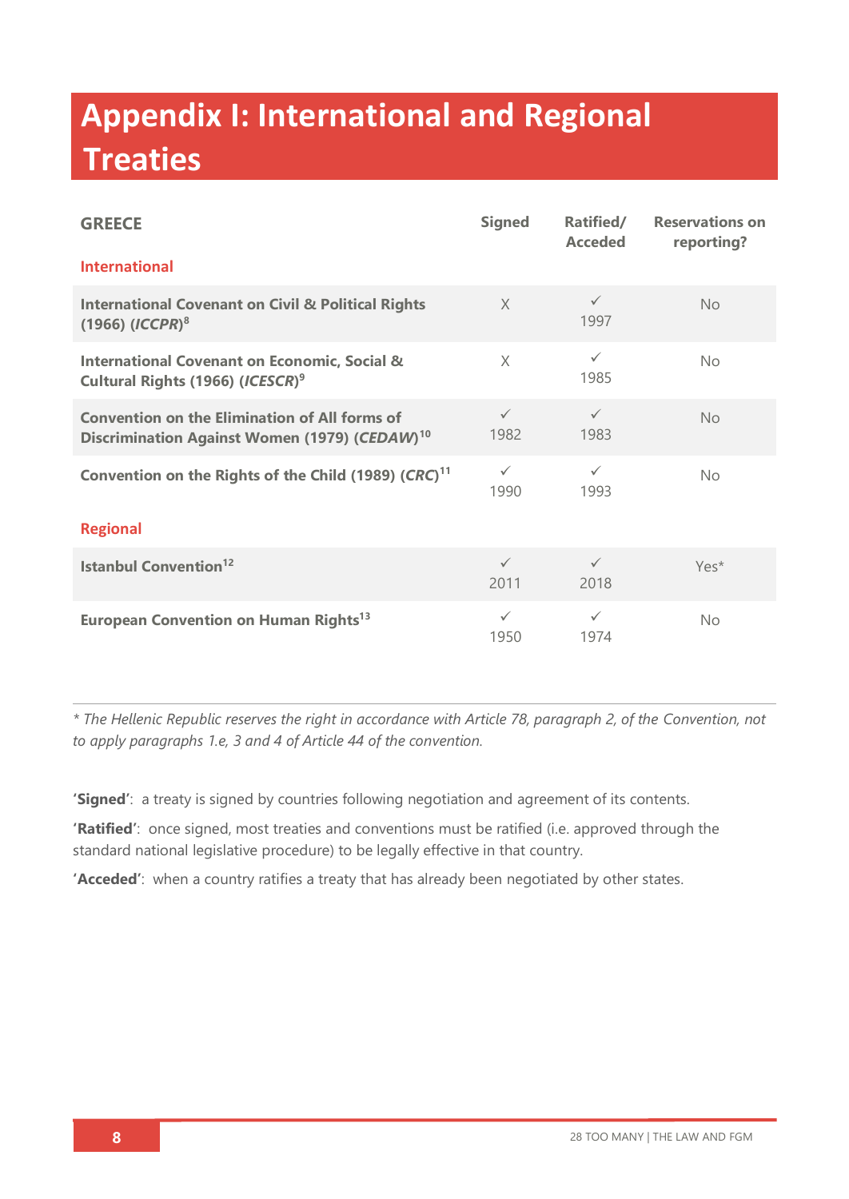# Appendix I: International and Regional Treaties

| GREECE | Signed | Ratified/ Acceded | Reservations on reporting? |
|---|---|---|---|
| **International** | | | |
| **International Covenant on Civil & Political Rights (1966) (*ICCPR*)**[8] | X | ✓ 1997 | No |
| **International Covenant on Economic, Social & Cultural Rights (1966) (*ICESCR*)**[9] | X | ✓ 1985 | No |
| **Convention on the Elimination of All forms of Discrimination Against Women (1979) (*CEDAW*)**[10] | ✓ 1982 | ✓ 1983 | No |
| **Convention on the Rights of the Child (1989) (*CRC*)**[11] | ✓ 1990 | ✓ 1993 | No |
| **Regional** | | | |
| **Istanbul Convention**[12] | ✓ 2011 | ✓ 2018 | Yes* |
| **European Convention on Human Rights**[13] | ✓ 1950 | ✓ 1974 | No |

*\* The Hellenic Republic reserves the right in accordance with Article 78, paragraph 2, of the Convention, not to apply paragraphs 1.e, 3 and 4 of Article 44 of the convention.*

**'Signed'**: a treaty is signed by countries following negotiation and agreement of its contents.

**'Ratified'**: once signed, most treaties and conventions must be ratified (i.e. approved through the standard national legislative procedure) to be legally effective in that country.

**'Acceded'**: when a country ratifies a treaty that has already been negotiated by other states.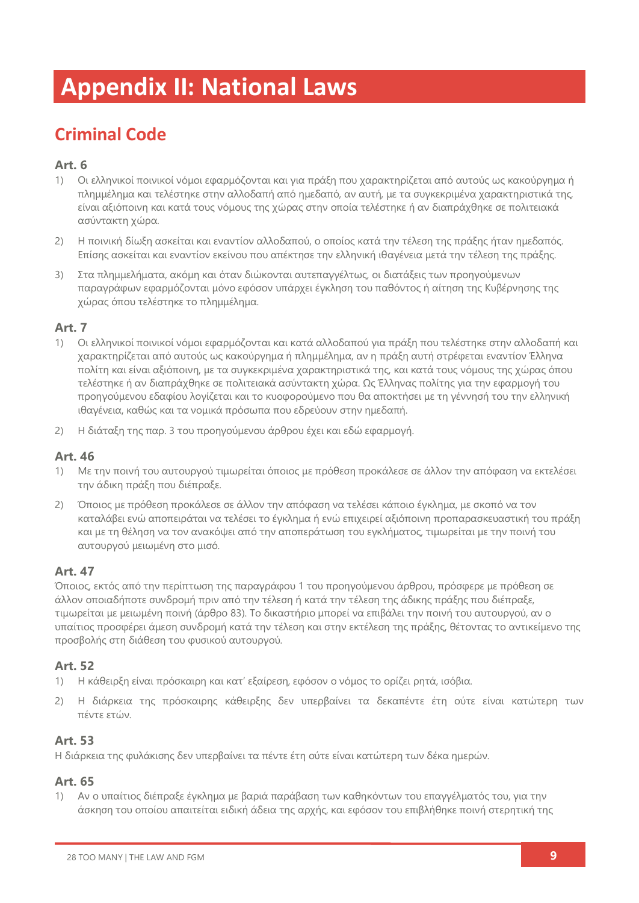# Appendix II: National Laws

## Criminal Code

### Art. 6

1) Οι ελληνικοί ποινικοί νόμοι εφαρμόζονται και για πράξη που χαρακτηρίζεται από αυτούς ως κακούργημα ή πλημμέλημα και τελέστηκε στην αλλοδαπή από ημεδαπό, αν αυτή, με τα συγκεκριμένα χαρακτηριστικά της, είναι αξιόποινη και κατά τους νόμους της χώρας στην οποία τελέστηκε ή αν διαπράχθηκε σε πολιτειακά ασύντακτη χώρα.

2) Η ποινική δίωξη ασκείται και εναντίον αλλοδαπού, ο οποίος κατά την τέλεση της πράξης ήταν ημεδαπός. Επίσης ασκείται και εναντίον εκείνου που απέκτησε την ελληνική ιθαγένεια μετά την τέλεση της πράξης.

3) Στα πλημμελήματα, ακόμη και όταν διώκονται αυτεπαγγέλτως, οι διατάξεις των προηγούμενων παραγράφων εφαρμόζονται μόνο εφόσον υπάρχει έγκληση του παθόντος ή αίτηση της Κυβέρνησης της χώρας όπου τελέστηκε το πλημμέλημα.

### Art. 7

1) Οι ελληνικοί ποινικοί νόμοι εφαρμόζονται και κατά αλλοδαπού για πράξη που τελέστηκε στην αλλοδαπή και χαρακτηρίζεται από αυτούς ως κακούργημα ή πλημμέλημα, αν η πράξη αυτή στρέφεται εναντίον Έλληνα πολίτη και είναι αξιόποινη, με τα συγκεκριμένα χαρακτηριστικά της, και κατά τους νόμους της χώρας όπου τελέστηκε ή αν διαπράχθηκε σε πολιτειακά ασύντακτη χώρα. Ως Έλληνας πολίτης για την εφαρμογή του προηγούμενου εδαφίου λογίζεται και το κυοφορούμενο που θα αποκτήσει με τη γέννησή του την ελληνική ιθαγένεια, καθώς και τα νομικά πρόσωπα που εδρεύουν στην ημεδαπή.

2) Η διάταξη της παρ. 3 του προηγούμενου άρθρου έχει και εδώ εφαρμογή.

### Art. 46

1) Με την ποινή του αυτουργού τιμωρείται όποιος με πρόθεση προκάλεσε σε άλλον την απόφαση να εκτελέσει την άδικη πράξη που διέπραξε.

2) Όποιος με πρόθεση προκάλεσε σε άλλον την απόφαση να τελέσει κάποιο έγκλημα, με σκοπό να τον καταλάβει ενώ αποπειράται να τελέσει το έγκλημα ή ενώ επιχειρεί αξιόποινη προπαρασκευαστική του πράξη και με τη θέληση να τον ανακόψει από την αποπεράτωση του εγκλήματος, τιμωρείται με την ποινή του αυτουργού μειωμένη στο μισό.

### Art. 47

Όποιος, εκτός από την περίπτωση της παραγράφου 1 του προηγούμενου άρθρου, πρόσφερε με πρόθεση σε άλλον οποιαδήποτε συνδρομή πριν από την τέλεση ή κατά την τέλεση της άδικης πράξης που διέπραξε, τιμωρείται με μειωμένη ποινή (άρθρο 83). Το δικαστήριο μπορεί να επιβάλει την ποινή του αυτουργού, αν ο υπαίτιος προσφέρει άμεση συνδρομή κατά την τέλεση και στην εκτέλεση της πράξης, θέτοντας το αντικείμενο της προσβολής στη διάθεση του φυσικού αυτουργού.

### Art. 52

1) Η κάθειρξη είναι πρόσκαιρη και κατ' εξαίρεση, εφόσον ο νόμος το ορίζει ρητά, ισόβια.

2) Η διάρκεια της πρόσκαιρης κάθειρξης δεν υπερβαίνει τα δεκαπέντε έτη ούτε είναι κατώτερη των πέντε ετών.

### Art. 53

Η διάρκεια της φυλάκισης δεν υπερβαίνει τα πέντε έτη ούτε είναι κατώτερη των δέκα ημερών.

### Art. 65

1) Αν ο υπαίτιος διέπραξε έγκλημα με βαριά παράβαση των καθηκόντων του επαγγέλματός του, για την άσκηση του οποίου απαιτείται ειδική άδεια της αρχής, και εφόσον του επιβλήθηκε ποινή στερητική της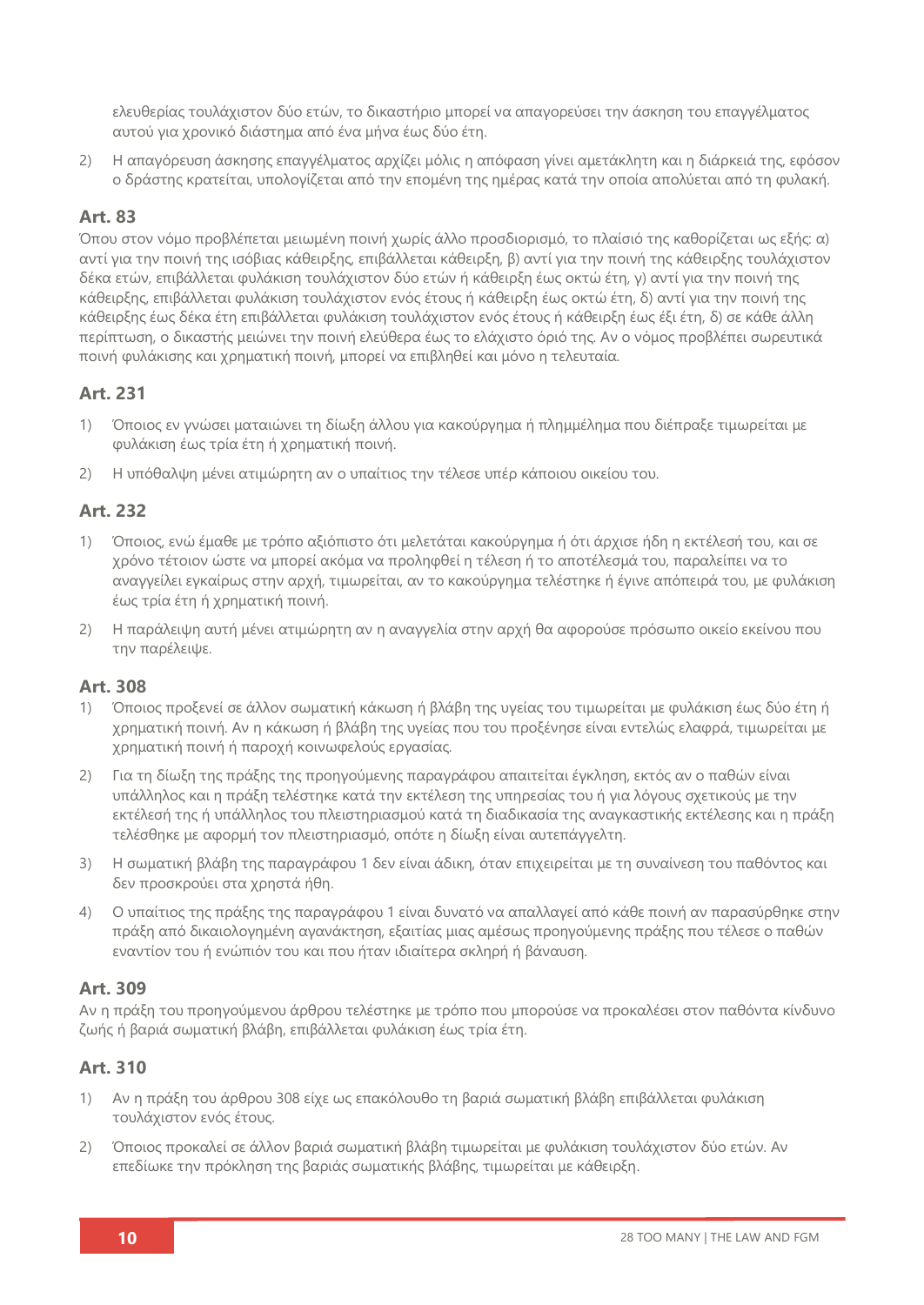ελευθερίας τουλάχιστον δύο ετών, το δικαστήριο μπορεί να απαγορεύσει την άσκηση του επαγγέλματος αυτού για χρονικό διάστημα από ένα μήνα έως δύο έτη.

2) Η απαγόρευση άσκησης επαγγέλματος αρχίζει μόλις η απόφαση γίνει αμετάκλητη και η διάρκειά της, εφόσον ο δράστης κρατείται, υπολογίζεται από την επομένη της ημέρας κατά την οποία απολύεται από τη φυλακή.

### Art. 83

Όπου στον νόμο προβλέπεται μειωμένη ποινή χωρίς άλλο προσδιορισμό, το πλαίσιό της καθορίζεται ως εξής: α) αντί για την ποινή της ισόβιας κάθειρξης, επιβάλλεται κάθειρξη, β) αντί για την ποινή της κάθειρξης τουλάχιστον δέκα ετών, επιβάλλεται φυλάκιση τουλάχιστον δύο ετών ή κάθειρξη έως οκτώ έτη, γ) αντί για την ποινή της κάθειρξης, επιβάλλεται φυλάκιση τουλάχιστον ενός έτους ή κάθειρξη έως οκτώ έτη, δ) αντί για την ποινή της κάθειρξης έως δέκα έτη επιβάλλεται φυλάκιση τουλάχιστον ενός έτους ή κάθειρξη έως έξι έτη, δ) σε κάθε άλλη περίπτωση, ο δικαστής μειώνει την ποινή ελεύθερα έως το ελάχιστο όριό της. Αν ο νόμος προβλέπει σωρευτικά ποινή φυλάκισης και χρηματική ποινή, μπορεί να επιβληθεί και μόνο η τελευταία.

### Art. 231

1) Όποιος εν γνώσει ματαιώνει τη δίωξη άλλου για κακούργημα ή πλημμέλημα που διέπραξε τιμωρείται με φυλάκιση έως τρία έτη ή χρηματική ποινή.

2) Η υπόθαλψη μένει ατιμώρητη αν ο υπαίτιος την τέλεσε υπέρ κάποιου οικείου του.

### Art. 232

1) Όποιος, ενώ έμαθε με τρόπο αξιόπιστο ότι μελετάται κακούργημα ή ότι άρχισε ήδη η εκτέλεσή του, και σε χρόνο τέτοιον ώστε να μπορεί ακόμα να προληφθεί η τέλεση ή το αποτέλεσμά του, παραλείπει να το αναγγείλει εγκαίρως στην αρχή, τιμωρείται, αν το κακούργημα τελέστηκε ή έγινε απόπειρά του, με φυλάκιση έως τρία έτη ή χρηματική ποινή.

2) Η παράλειψη αυτή μένει ατιμώρητη αν η αναγγελία στην αρχή θα αφορούσε πρόσωπο οικείο εκείνου που την παρέλειψε.

### Art. 308

1) Όποιος προξενεί σε άλλον σωματική κάκωση ή βλάβη της υγείας του τιμωρείται με φυλάκιση έως δύο έτη ή χρηματική ποινή. Αν η κάκωση ή βλάβη της υγείας που του προξένησε είναι εντελώς ελαφρά, τιμωρείται με χρηματική ποινή ή παροχή κοινωφελούς εργασίας.

2) Για τη δίωξη της πράξης της προηγούμενης παραγράφου απαιτείται έγκληση, εκτός αν ο παθών είναι υπάλληλος και η πράξη τελέστηκε κατά την εκτέλεση της υπηρεσίας του ή για λόγους σχετικούς με την εκτέλεσή της ή υπάλληλος του πλειστηριασμού κατά τη διαδικασία της αναγκαστικής εκτέλεσης και η πράξη τελέσθηκε με αφορμή τον πλειστηριασμό, οπότε η δίωξη είναι αυτεπάγγελτη.

3) Η σωματική βλάβη της παραγράφου 1 δεν είναι άδικη, όταν επιχειρείται με τη συναίνεση του παθόντος και δεν προσκρούει στα χρηστά ήθη.

4) Ο υπαίτιος της πράξης της παραγράφου 1 είναι δυνατό να απαλλαγεί από κάθε ποινή αν παρασύρθηκε στην πράξη από δικαιολογημένη αγανάκτηση, εξαιτίας μιας αμέσως προηγούμενης πράξης που τέλεσε ο παθών εναντίον του ή ενώπιόν του και που ήταν ιδιαίτερα σκληρή ή βάναυση.

### Art. 309

Αν η πράξη του προηγούμενου άρθρου τελέστηκε με τρόπο που μπορούσε να προκαλέσει στον παθόντα κίνδυνο ζωής ή βαριά σωματική βλάβη, επιβάλλεται φυλάκιση έως τρία έτη.

### Art. 310

1) Αν η πράξη του άρθρου 308 είχε ως επακόλουθο τη βαριά σωματική βλάβη επιβάλλεται φυλάκιση τουλάχιστον ενός έτους.

2) Όποιος προκαλεί σε άλλον βαριά σωματική βλάβη τιμωρείται με φυλάκιση τουλάχιστον δύο ετών. Αν επεδίωκε την πρόκληση της βαριάς σωματικής βλάβης, τιμωρείται με κάθειρξη.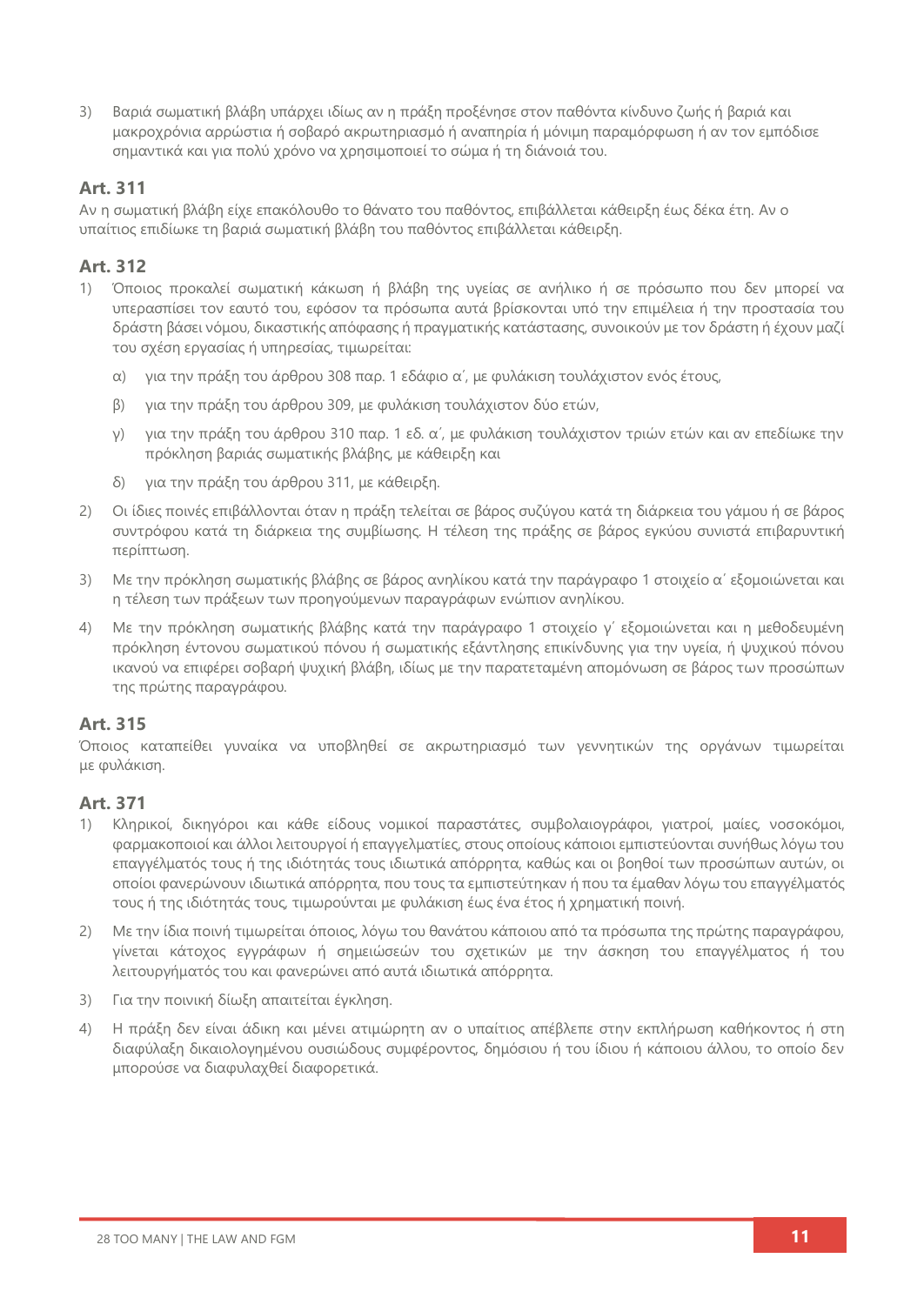3) Βαριά σωματική βλάβη υπάρχει ιδίως αν η πράξη προξένησε στον παθόντα κίνδυνο ζωής ή βαριά και μακροχρόνια αρρώστια ή σοβαρό ακρωτηριασμό ή αναπηρία ή μόνιμη παραμόρφωση ή αν τον εμπόδισε σημαντικά και για πολύ χρόνο να χρησιμοποιεί το σώμα ή τη διάνοιά του.

### Art. 311

Αν η σωματική βλάβη είχε επακόλουθο το θάνατο του παθόντος, επιβάλλεται κάθειρξη έως δέκα έτη. Αν ο υπαίτιος επιδίωκε τη βαριά σωματική βλάβη του παθόντος επιβάλλεται κάθειρξη.

### Art. 312

1) Όποιος προκαλεί σωματική κάκωση ή βλάβη της υγείας σε ανήλικο ή σε πρόσωπο που δεν μπορεί να υπερασπίσει τον εαυτό του, εφόσον τα πρόσωπα αυτά βρίσκονται υπό την επιμέλεια ή την προστασία του δράστη βάσει νόμου, δικαστικής απόφασης ή πραγματικής κατάστασης, συνοικούν με τον δράστη ή έχουν μαζί του σχέση εργασίας ή υπηρεσίας, τιμωρείται:

   α) για την πράξη του άρθρου 308 παρ. 1 εδάφιο α΄, με φυλάκιση τουλάχιστον ενός έτους,

   β) για την πράξη του άρθρου 309, με φυλάκιση τουλάχιστον δύο ετών,

   γ) για την πράξη του άρθρου 310 παρ. 1 εδ. α΄, με φυλάκιση τουλάχιστον τριών ετών και αν επεδίωκε την πρόκληση βαριάς σωματικής βλάβης, με κάθειρξη και

   δ) για την πράξη του άρθρου 311, με κάθειρξη.

2) Οι ίδιες ποινές επιβάλλονται όταν η πράξη τελείται σε βάρος συζύγου κατά τη διάρκεια του γάμου ή σε βάρος συντρόφου κατά τη διάρκεια της συμβίωσης. Η τέλεση της πράξης σε βάρος εγκύου συνιστά επιβαρυντική περίπτωση.

3) Με την πρόκληση σωματικής βλάβης σε βάρος ανηλίκου κατά την παράγραφο 1 στοιχείο α΄ εξομοιώνεται και η τέλεση των πράξεων των προηγούμενων παραγράφων ενώπιον ανηλίκου.

4) Με την πρόκληση σωματικής βλάβης κατά την παράγραφο 1 στοιχείο γ΄ εξομοιώνεται και η μεθοδευμένη πρόκληση έντονου σωματικού πόνου ή σωματικής εξάντλησης επικίνδυνης για την υγεία, ή ψυχικού πόνου ικανού να επιφέρει σοβαρή ψυχική βλάβη, ιδίως με την παρατεταμένη απομόνωση σε βάρος των προσώπων της πρώτης παραγράφου.

### Art. 315

Όποιος καταπείθει γυναίκα να υποβληθεί σε ακρωτηριασμό των γεννητικών της οργάνων τιμωρείται με φυλάκιση.

### Art. 371

1) Κληρικοί, δικηγόροι και κάθε είδους νομικοί παραστάτες, συμβολαιογράφοι, γιατροί, μαίες, νοσοκόμοι, φαρμακοποιοί και άλλοι λειτουργοί ή επαγγελματίες, στους οποίους κάποιοι εμπιστεύονται συνήθως λόγω του επαγγέλματός τους ή της ιδιότητάς τους ιδιωτικά απόρρητα, καθώς και οι βοηθοί των προσώπων αυτών, οι οποίοι φανερώνουν ιδιωτικά απόρρητα, που τους τα εμπιστεύτηκαν ή που τα έμαθαν λόγω του επαγγέλματός τους ή της ιδιότητάς τους, τιμωρούνται με φυλάκιση έως ένα έτος ή χρηματική ποινή.

2) Με την ίδια ποινή τιμωρείται όποιος, λόγω του θανάτου κάποιου από τα πρόσωπα της πρώτης παραγράφου, γίνεται κάτοχος εγγράφων ή σημειώσεων του σχετικών με την άσκηση του επαγγέλματος ή του λειτουργήματός του και φανερώνει από αυτά ιδιωτικά απόρρητα.

3) Για την ποινική δίωξη απαιτείται έγκληση.

4) Η πράξη δεν είναι άδικη και μένει ατιμώρητη αν ο υπαίτιος απέβλεπε στην εκπλήρωση καθήκοντος ή στη διαφύλαξη δικαιολογημένου ουσιώδους συμφέροντος, δημόσιου ή του ίδιου ή κάποιου άλλου, το οποίο δεν μπορούσε να διαφυλαχθεί διαφορετικά.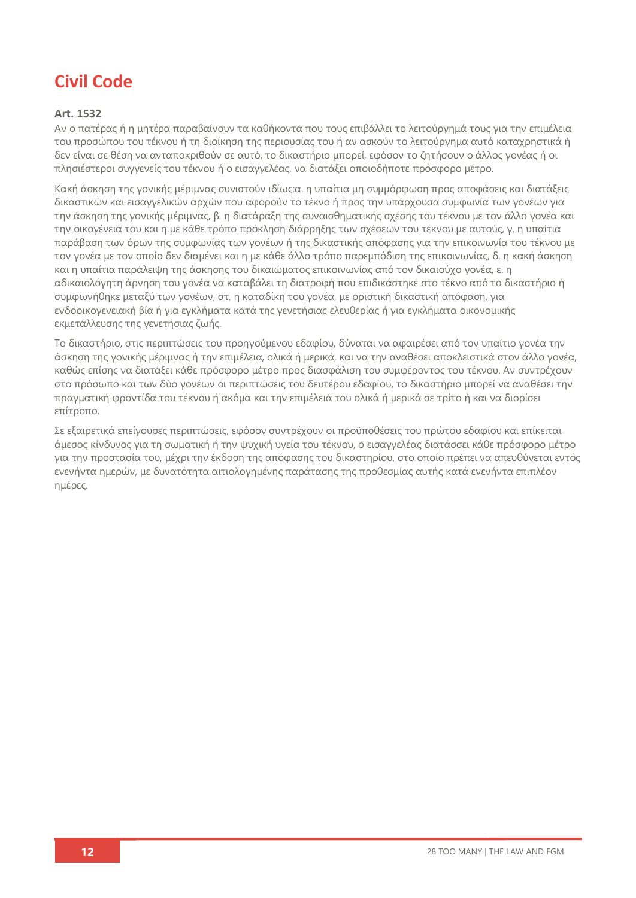# Civil Code

**Art. 1532**

Αν ο πατέρας ή η μητέρα παραβαίνουν τα καθήκοντα που τους επιβάλλει το λειτούργημά τους για την επιμέλεια του προσώπου του τέκνου ή τη διοίκηση της περιουσίας του ή αν ασκούν το λειτούργημα αυτό καταχρηστικά ή δεν είναι σε θέση να ανταποκριθούν σε αυτό, το δικαστήριο μπορεί, εφόσον το ζητήσουν ο άλλος γονέας ή οι πλησιέστεροι συγγενείς του τέκνου ή ο εισαγγελέας, να διατάξει οποιοδήποτε πρόσφορο μέτρο.

Κακή άσκηση της γονικής μέριμνας συνιστούν ιδίως:α. η υπαίτια μη συμμόρφωση προς αποφάσεις και διατάξεις δικαστικών και εισαγγελικών αρχών που αφορούν το τέκνο ή προς την υπάρχουσα συμφωνία των γονέων για την άσκηση της γονικής μέριμνας, β. η διατάραξη της συναισθηματικής σχέσης του τέκνου με τον άλλο γονέα και την οικογένειά του και η με κάθε τρόπο πρόκληση διάρρηξης των σχέσεων του τέκνου με αυτούς, γ. η υπαίτια παράβαση των όρων της συμφωνίας των γονέων ή της δικαστικής απόφασης για την επικοινωνία του τέκνου με τον γονέα με τον οποίο δεν διαμένει και η με κάθε άλλο τρόπο παρεμπόδιση της επικοινωνίας, δ. η κακή άσκηση και η υπαίτια παράλειψη της άσκησης του δικαιώματος επικοινωνίας από τον δικαιούχο γονέα, ε. η αδικαιολόγητη άρνηση του γονέα να καταβάλει τη διατροφή που επιδικάστηκε στο τέκνο από το δικαστήριο ή συμφωνήθηκε μεταξύ των γονέων, στ. η καταδίκη του γονέα, με οριστική δικαστική απόφαση, για ενδοοικογενειακή βία ή για εγκλήματα κατά της γενετήσιας ελευθερίας ή για εγκλήματα οικονομικής εκμετάλλευσης της γενετήσιας ζωής.

Το δικαστήριο, στις περιπτώσεις του προηγούμενου εδαφίου, δύναται να αφαιρέσει από τον υπαίτιο γονέα την άσκηση της γονικής μέριμνας ή την επιμέλεια, ολικά ή μερικά, και να την αναθέσει αποκλειστικά στον άλλο γονέα, καθώς επίσης να διατάξει κάθε πρόσφορο μέτρο προς διασφάλιση του συμφέροντος του τέκνου. Αν συντρέχουν στο πρόσωπο και των δύο γονέων οι περιπτώσεις του δευτέρου εδαφίου, το δικαστήριο μπορεί να αναθέσει την πραγματική φροντίδα του τέκνου ή ακόμα και την επιμέλειά του ολικά ή μερικά σε τρίτο ή και να διορίσει επίτροπο.

Σε εξαιρετικά επείγουσες περιπτώσεις, εφόσον συντρέχουν οι προϋποθέσεις του πρώτου εδαφίου και επίκειται άμεσος κίνδυνος για τη σωματική ή την ψυχική υγεία του τέκνου, ο εισαγγελέας διατάσσει κάθε πρόσφορο μέτρο για την προστασία του, μέχρι την έκδοση της απόφασης του δικαστηρίου, στο οποίο πρέπει να απευθύνεται εντός ενενήντα ημερών, με δυνατότητα αιτιολογημένης παράτασης της προθεσμίας αυτής κατά ενενήντα επιπλέον ημέρες.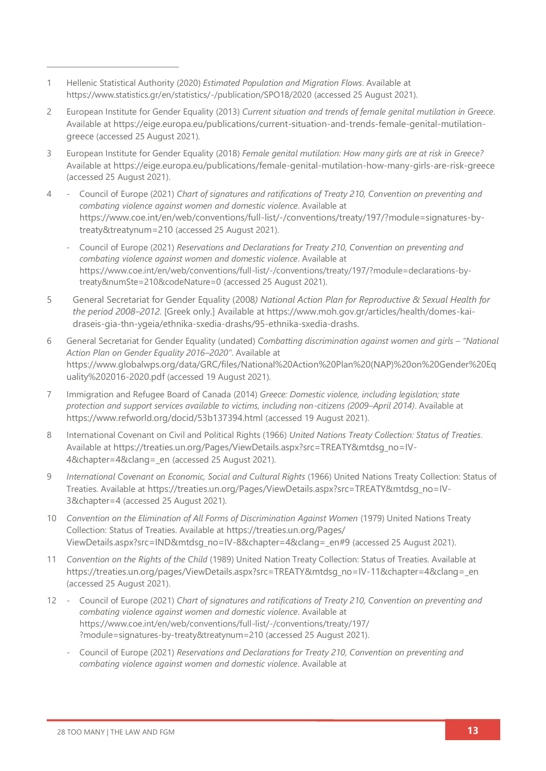1. Hellenic Statistical Authority (2020) *Estimated Population and Migration Flows*. Available at https://www.statistics.gr/en/statistics/-/publication/SPO18/2020 (accessed 25 August 2021).

2. European Institute for Gender Equality (2013) *Current situation and trends of female genital mutilation in Greece*. Available at https://eige.europa.eu/publications/current-situation-and-trends-female-genital-mutilation-greece (accessed 25 August 2021).

3. European Institute for Gender Equality (2018) *Female genital mutilation: How many girls are at risk in Greece?* Available at https://eige.europa.eu/publications/female-genital-mutilation-how-many-girls-are-risk-greece (accessed 25 August 2021).

4. - Council of Europe (2021) *Chart of signatures and ratifications of Treaty 210, Convention on preventing and combating violence against women and domestic violence*. Available at https://www.coe.int/en/web/conventions/full-list/-/conventions/treaty/197/?module=signatures-by-treaty&treatynum=210 (accessed 25 August 2021).
   - Council of Europe (2021) *Reservations and Declarations for Treaty 210, Convention on preventing and combating violence against women and domestic violence*. Available at https://www.coe.int/en/web/conventions/full-list/-/conventions/treaty/197/?module=declarations-by-treaty&numSte=210&codeNature=0 (accessed 25 August 2021).

5. General Secretariat for Gender Equality (2008*) National Action Plan for Reproductive & Sexual Health for the period 2008–2012*. [Greek only.] Available at https://www.moh.gov.gr/articles/health/domes-kai-draseis-gia-thn-ygeia/ethnika-sxedia-drashs/95-ethnika-sxedia-drashs.

6. General Secretariat for Gender Equality (undated) *Combatting discrimination against women and girls – "National Action Plan on Gender Equality 2016–2020"*. Available at https://www.globalwps.org/data/GRC/files/National%20Action%20Plan%20(NAP)%20on%20Gender%20Equality%202016-2020.pdf (accessed 19 August 2021).

7. Immigration and Refugee Board of Canada (2014) *Greece: Domestic violence, including legislation; state protection and support services available to victims, including non-citizens (2009–April 2014)*. Available at https://www.refworld.org/docid/53b137394.html (accessed 19 August 2021).

8. International Covenant on Civil and Political Rights (1966) *United Nations Treaty Collection: Status of Treaties*. Available at https://treaties.un.org/Pages/ViewDetails.aspx?src=TREATY&mtdsg_no=IV-4&chapter=4&clang=_en (accessed 25 August 2021).

9. *International Covenant on Economic, Social and Cultural Rights* (1966) United Nations Treaty Collection: Status of Treaties. Available at https://treaties.un.org/Pages/ViewDetails.aspx?src=TREATY&mtdsg_no=IV-3&chapter=4 (accessed 25 August 2021).

10. *Convention on the Elimination of All Forms of Discrimination Against Women* (1979) United Nations Treaty Collection: Status of Treaties. Available at https://treaties.un.org/Pages/ViewDetails.aspx?src=IND&mtdsg_no=IV-8&chapter=4&clang=_en#9 (accessed 25 August 2021).

11. *Convention on the Rights of the Child* (1989) United Nation Treaty Collection: Status of Treaties. Available at https://treaties.un.org/pages/ViewDetails.aspx?src=TREATY&mtdsg_no=IV-11&chapter=4&clang=_en (accessed 25 August 2021).

12. - Council of Europe (2021) *Chart of signatures and ratifications of Treaty 210, Convention on preventing and combating violence against women and domestic violence*. Available at https://www.coe.int/en/web/conventions/full-list/-/conventions/treaty/197/?module=signatures-by-treaty&treatynum=210 (accessed 25 August 2021).
    - Council of Europe (2021) *Reservations and Declarations for Treaty 210, Convention on preventing and combating violence against women and domestic violence*. Available at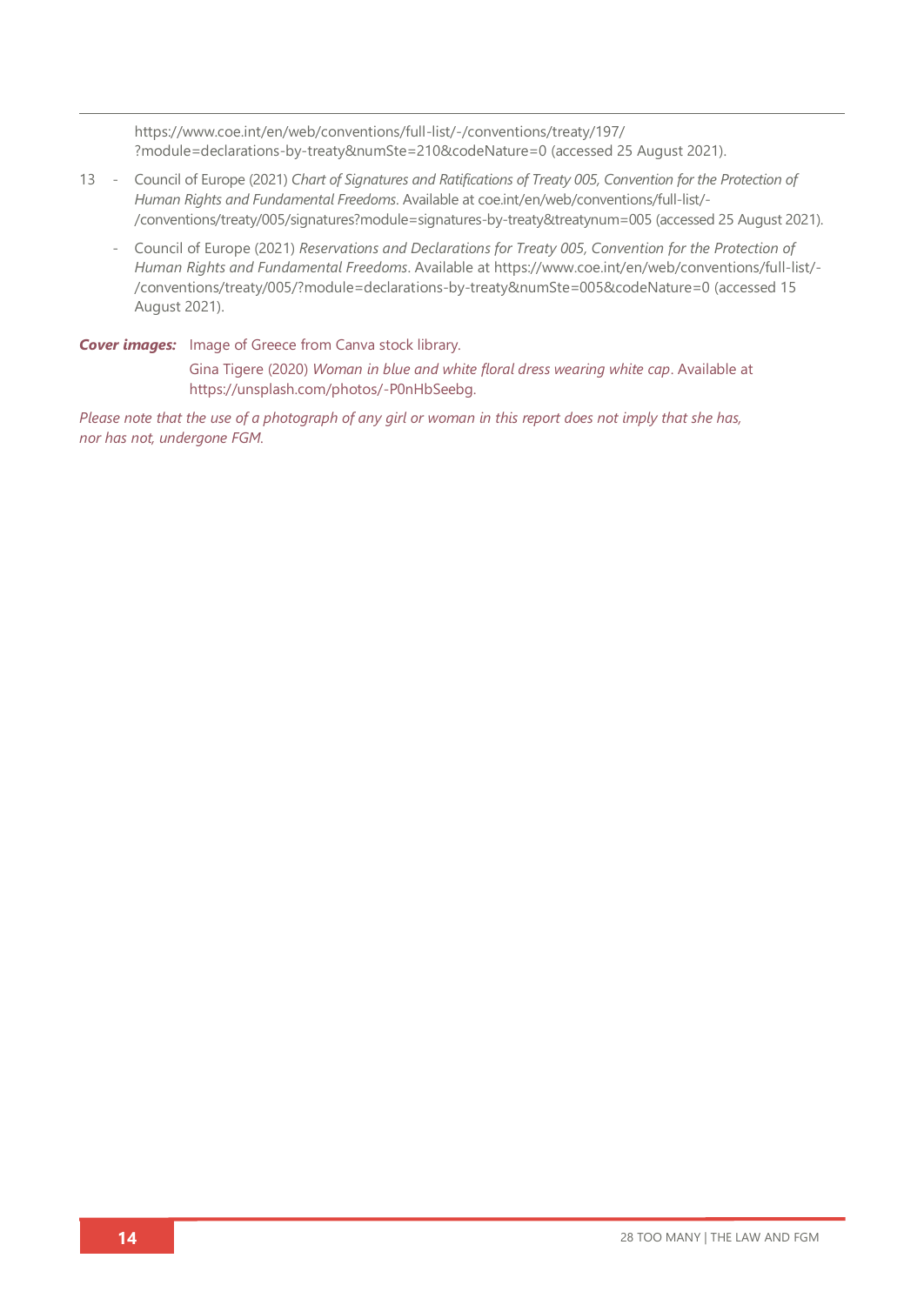https://www.coe.int/en/web/conventions/full-list/-/conventions/treaty/197/?module=declarations-by-treaty&numSte=210&codeNature=0 (accessed 25 August 2021).

13 - Council of Europe (2021) *Chart of Signatures and Ratifications of Treaty 005, Convention for the Protection of Human Rights and Fundamental Freedoms*. Available at coe.int/en/web/conventions/full-list/-/conventions/treaty/005/signatures?module=signatures-by-treaty&treatynum=005 (accessed 25 August 2021).

- Council of Europe (2021) *Reservations and Declarations for Treaty 005, Convention for the Protection of Human Rights and Fundamental Freedoms*. Available at https://www.coe.int/en/web/conventions/full-list/-/conventions/treaty/005/?module=declarations-by-treaty&numSte=005&codeNature=0 (accessed 15 August 2021).

***Cover images:*** Image of Greece from Canva stock library.

Gina Tigere (2020) *Woman in blue and white floral dress wearing white cap*. Available at https://unsplash.com/photos/-P0nHbSeebg.

*Please note that the use of a photograph of any girl or woman in this report does not imply that she has, nor has not, undergone FGM.*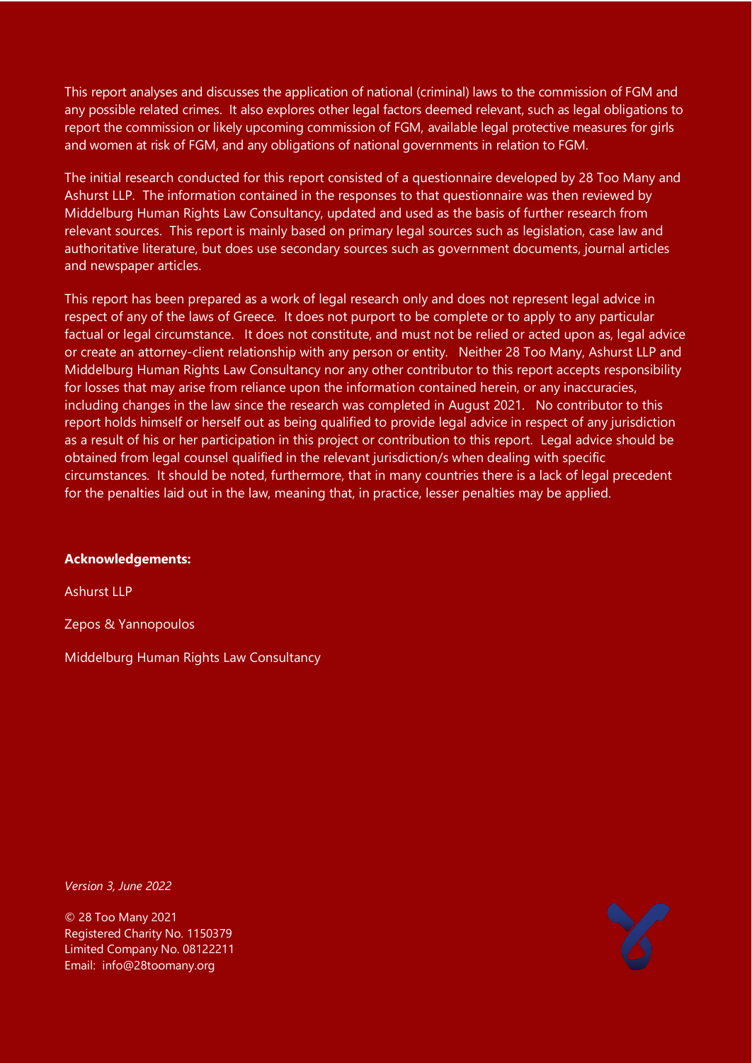This report analyses and discusses the application of national (criminal) laws to the commission of FGM and any possible related crimes. It also explores other legal factors deemed relevant, such as legal obligations to report the commission or likely upcoming commission of FGM, available legal protective measures for girls and women at risk of FGM, and any obligations of national governments in relation to FGM.

The initial research conducted for this report consisted of a questionnaire developed by 28 Too Many and Ashurst LLP. The information contained in the responses to that questionnaire was then reviewed by Middelburg Human Rights Law Consultancy, updated and used as the basis of further research from relevant sources. This report is mainly based on primary legal sources such as legislation, case law and authoritative literature, but does use secondary sources such as government documents, journal articles and newspaper articles.

This report has been prepared as a work of legal research only and does not represent legal advice in respect of any of the laws of Greece. It does not purport to be complete or to apply to any particular factual or legal circumstance. It does not constitute, and must not be relied or acted upon as, legal advice or create an attorney-client relationship with any person or entity. Neither 28 Too Many, Ashurst LLP and Middelburg Human Rights Law Consultancy nor any other contributor to this report accepts responsibility for losses that may arise from reliance upon the information contained herein, or any inaccuracies, including changes in the law since the research was completed in August 2021. No contributor to this report holds himself or herself out as being qualified to provide legal advice in respect of any jurisdiction as a result of his or her participation in this project or contribution to this report. Legal advice should be obtained from legal counsel qualified in the relevant jurisdiction/s when dealing with specific circumstances. It should be noted, furthermore, that in many countries there is a lack of legal precedent for the penalties laid out in the law, meaning that, in practice, lesser penalties may be applied.

**Acknowledgements:**

Ashurst LLP

Zepos & Yannopoulos

Middelburg Human Rights Law Consultancy

*Version 3, June 2022*

© 28 Too Many 2021
Registered Charity No. 1150379
Limited Company No. 08122211
Email: info@28toomany.org